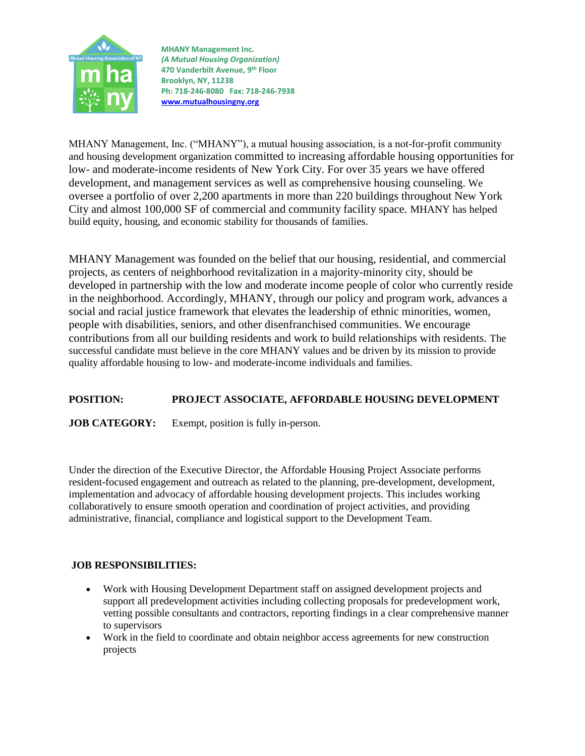**MHANY Management Inc.**
***(A Mutual Housing Organization)***
**470 Vanderbilt Avenue, 9th Floor**
**Brooklyn, NY, 11238**
**Ph: 718-246-8080 Fax: 718-246-7938**
**www.mutualhousingny.org**

MHANY Management, Inc. ("MHANY"), a mutual housing association, is a not-for-profit community and housing development organization committed to increasing affordable housing opportunities for low- and moderate-income residents of New York City. For over 35 years we have offered development, and management services as well as comprehensive housing counseling. We oversee a portfolio of over 2,200 apartments in more than 220 buildings throughout New York City and almost 100,000 SF of commercial and community facility space. MHANY has helped build equity, housing, and economic stability for thousands of families.

MHANY Management was founded on the belief that our housing, residential, and commercial projects, as centers of neighborhood revitalization in a majority-minority city, should be developed in partnership with the low and moderate income people of color who currently reside in the neighborhood. Accordingly, MHANY, through our policy and program work, advances a social and racial justice framework that elevates the leadership of ethnic minorities, women, people with disabilities, seniors, and other disenfranchised communities. We encourage contributions from all our building residents and work to build relationships with residents. The successful candidate must believe in the core MHANY values and be driven by its mission to provide quality affordable housing to low- and moderate-income individuals and families.

**POSITION:** **PROJECT ASSOCIATE, AFFORDABLE HOUSING DEVELOPMENT**

**JOB CATEGORY:** Exempt, position is fully in-person.

Under the direction of the Executive Director, the Affordable Housing Project Associate performs resident-focused engagement and outreach as related to the planning, pre-development, development, implementation and advocacy of affordable housing development projects. This includes working collaboratively to ensure smooth operation and coordination of project activities, and providing administrative, financial, compliance and logistical support to the Development Team.

**JOB RESPONSIBILITIES:**

- Work with Housing Development Department staff on assigned development projects and support all predevelopment activities including collecting proposals for predevelopment work, vetting possible consultants and contractors, reporting findings in a clear comprehensive manner to supervisors
- Work in the field to coordinate and obtain neighbor access agreements for new construction projects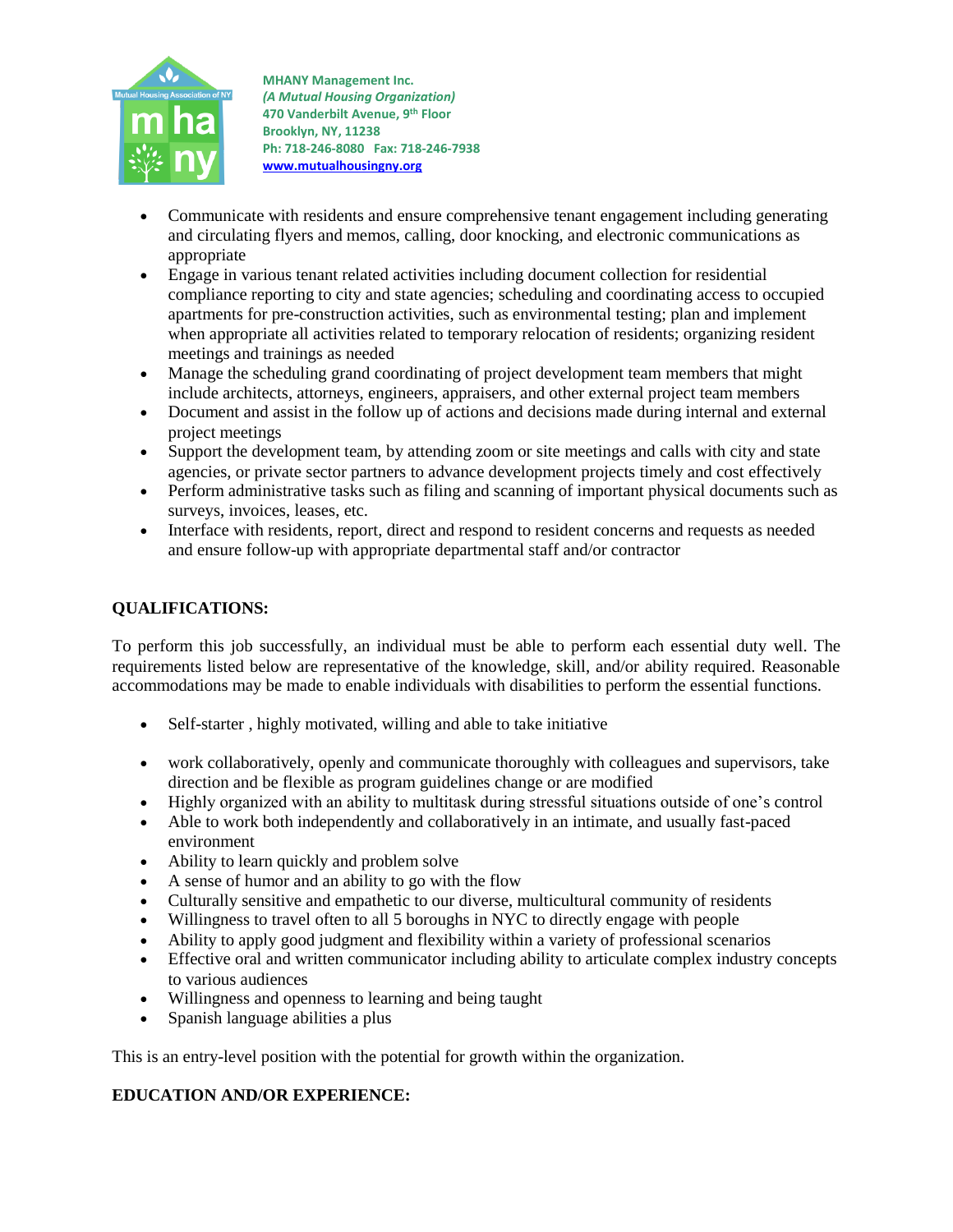MHANY Management Inc.
*(A Mutual Housing Organization)*
470 Vanderbilt Avenue, 9th Floor
Brooklyn, NY, 11238
Ph: 718-246-8080   Fax: 718-246-7938
www.mutualhousingny.org

- Communicate with residents and ensure comprehensive tenant engagement including generating and circulating flyers and memos, calling, door knocking, and electronic communications as appropriate
- Engage in various tenant related activities including document collection for residential compliance reporting to city and state agencies; scheduling and coordinating access to occupied apartments for pre-construction activities, such as environmental testing; plan and implement when appropriate all activities related to temporary relocation of residents; organizing resident meetings and trainings as needed
- Manage the scheduling grand coordinating of project development team members that might include architects, attorneys, engineers, appraisers, and other external project team members
- Document and assist in the follow up of actions and decisions made during internal and external project meetings
- Support the development team, by attending zoom or site meetings and calls with city and state agencies, or private sector partners to advance development projects timely and cost effectively
- Perform administrative tasks such as filing and scanning of important physical documents such as surveys, invoices, leases, etc.
- Interface with residents, report, direct and respond to resident concerns and requests as needed and ensure follow-up with appropriate departmental staff and/or contractor

**QUALIFICATIONS:**

To perform this job successfully, an individual must be able to perform each essential duty well. The requirements listed below are representative of the knowledge, skill, and/or ability required. Reasonable accommodations may be made to enable individuals with disabilities to perform the essential functions.

- Self-starter , highly motivated, willing and able to take initiative
- work collaboratively, openly and communicate thoroughly with colleagues and supervisors, take direction and be flexible as program guidelines change or are modified
- Highly organized with an ability to multitask during stressful situations outside of one's control
- Able to work both independently and collaboratively in an intimate, and usually fast-paced environment
- Ability to learn quickly and problem solve
- A sense of humor and an ability to go with the flow
- Culturally sensitive and empathetic to our diverse, multicultural community of residents
- Willingness to travel often to all 5 boroughs in NYC to directly engage with people
- Ability to apply good judgment and flexibility within a variety of professional scenarios
- Effective oral and written communicator including ability to articulate complex industry concepts to various audiences
- Willingness and openness to learning and being taught
- Spanish language abilities a plus

This is an entry-level position with the potential for growth within the organization.

**EDUCATION AND/OR EXPERIENCE:**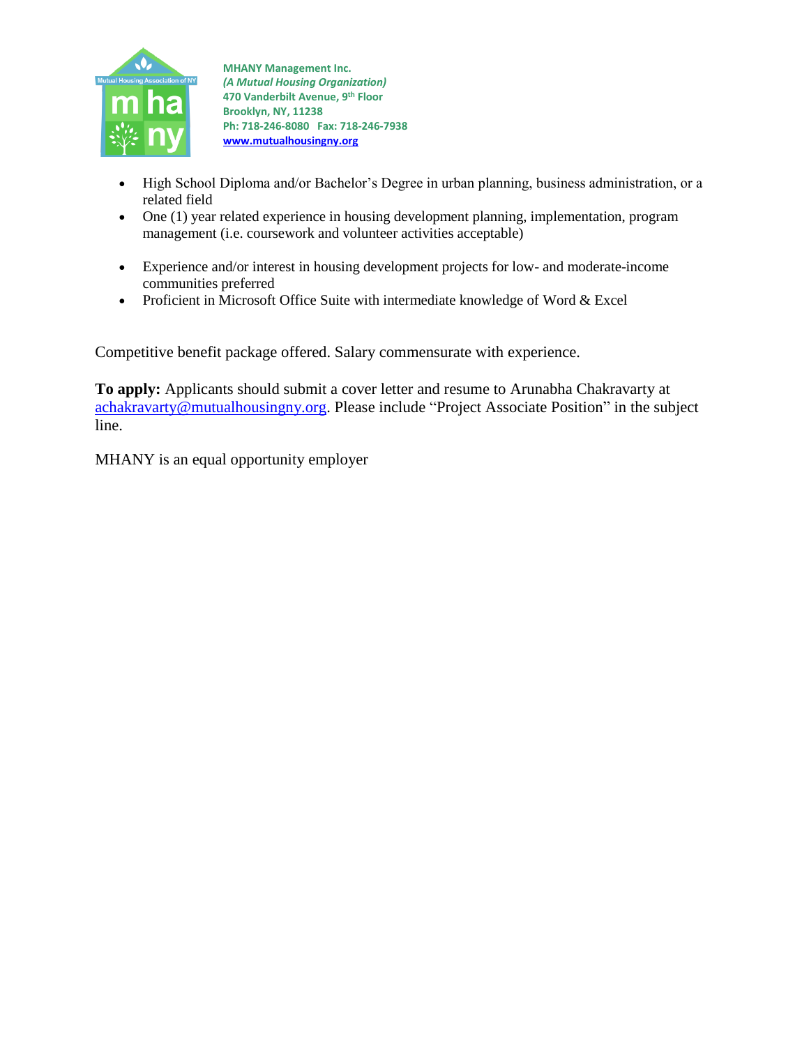**MHANY Management Inc.**
***(A Mutual Housing Organization)***
**470 Vanderbilt Avenue, 9th Floor**
**Brooklyn, NY, 11238**
**Ph: 718-246-8080 Fax: 718-246-7938**
**www.mutualhousingny.org**

- High School Diploma and/or Bachelor's Degree in urban planning, business administration, or a related field
- One (1) year related experience in housing development planning, implementation, program management (i.e. coursework and volunteer activities acceptable)
- Experience and/or interest in housing development projects for low- and moderate-income communities preferred
- Proficient in Microsoft Office Suite with intermediate knowledge of Word & Excel

Competitive benefit package offered. Salary commensurate with experience.

**To apply:** Applicants should submit a cover letter and resume to Arunabha Chakravarty at achakravarty@mutualhousingny.org. Please include "Project Associate Position" in the subject line.

MHANY is an equal opportunity employer